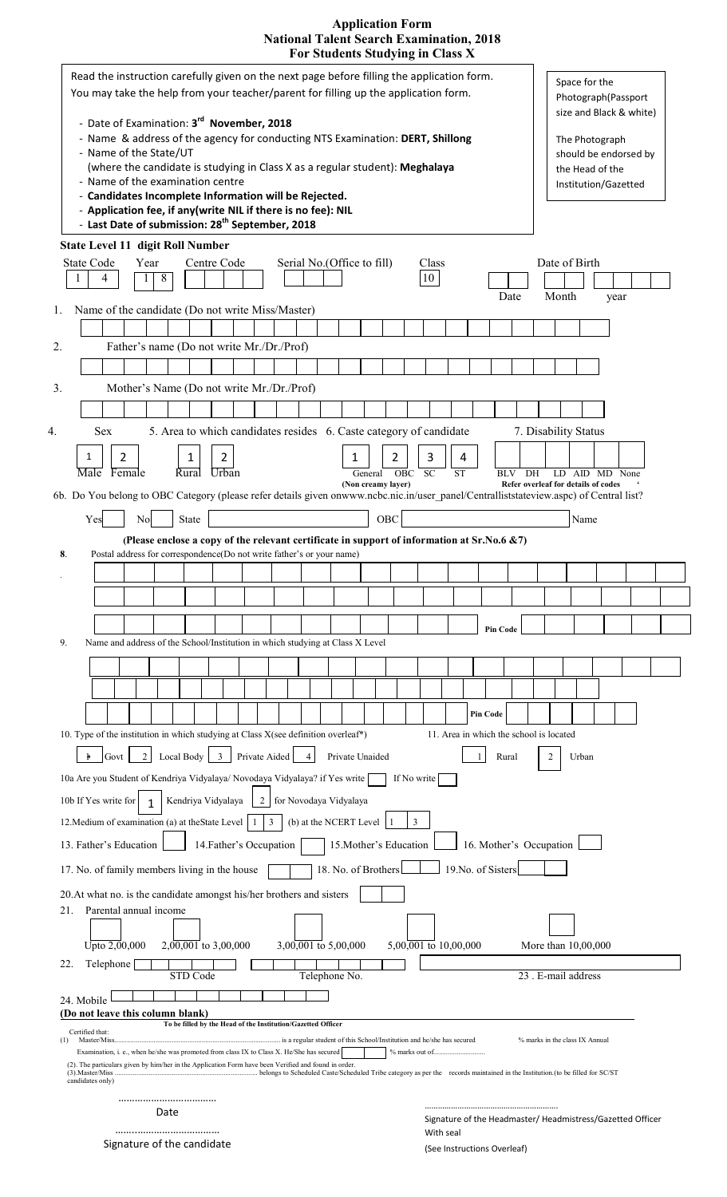# Application Form
## National Talent Search Examination, 2018
### For Students Studying in Class X

Read the instruction carefully given on the next page before filling the application form.
You may take the help from your teacher/parent for filling up the application form.

- Date of Examination: 3rd November, 2018
- Name & address of the agency for conducting NTS Examination: **DERT, Shillong**
- Name of the State/UT (where the candidate is studying in Class X as a regular student): **Meghalaya**
- Name of the examination centre
- **Candidates Incomplete Information will be Rejected.**
- **Application fee, if any(write NIL if there is no fee): NIL**
- **Last Date of submission: 28th September, 2018**

Space for the Photograph(Passport size and Black & white)

The Photograph should be endorsed by the Head of the Institution/Gazetted

**State Level 11 digit Roll Number**

| State Code | Year | Centre Code | Serial No.(Office to fill) | Class |
|---|---|---|---|---|
| 1 4 | 1 8 | | | 10 |

Date of Birth: Date | Month | year

1. Name of the candidate (Do not write Miss/Master)

2. Father's name (Do not write Mr./Dr./Prof)

3. Mother's Name (Do not write Mr./Dr./Prof)

4. Sex: 1 Male 2 Female

5. Area to which candidates resides: 1 Rural 2 Urban

6. Caste category of candidate: 1 General (Non creamy layer) 2 OBC 3 SC 4 ST

7. Disability Status: BLV DH LD AID MD None (Refer overleaf for details of codes)

6b. Do You belong to OBC Category (please refer details given onwww.ncbc.nic.in/user_panel/Centralliststateview.aspc) of Central list?

Yes | No | State | OBC | Name

**(Please enclose a copy of the relevant certificate in support of information at Sr.No.6 &7)**

**8**. Postal address for correspondence(Do not write father's or your name)

Pin Code

9. Name and address of the School/Institution in which studying at Class X Level

Pin Code

10. Type of the institution in which studying at Class X(see definition overleaf*)

1 Govt | 2 Local Body | 3 Private Aided | 4 Private Unaided

11. Area in which the school is located: 1 Rural | 2 Urban

10a Are you Student of Kendriya Vidyalaya/ Novodaya Vidyalaya? if Yes write [ ] If No write [ ]

10b If Yes write for 1 Kendriya Vidyalaya | 2 for Novodaya Vidyalaya

12.Medium of examination (a) at theState Level 1 3 (b) at the NCERT Level 1 3

13. Father's Education | 14.Father's Occupation | 15.Mother's Education | 16. Mother's Occupation

17. No. of family members living in the house | 18. No. of Brothers | 19.No. of Sisters

20.At what no. is the candidate amongst his/her brothers and sisters

21. Parental annual income

Upto 2,00,000 | 2,00,001 to 3,00,000 | 3,00,001 to 5,00,000 | 5,00,001 to 10,00,000 | More than 10,00,000

22. Telephone: STD Code | Telephone No.

23 . E-mail address

24. Mobile

**(Do not leave this column blank)**

**To be filled by the Head of the Institution/Gazetted Officer**

Certified that:

(1) Master/Miss.................................................................................. is a regular student of this School/Institution and he/she has secured % marks in the class IX Annual Examination, i. e., when he/she was promoted from class IX to Class X. He/She has secured [ ] % marks out of.............................

(2). The particulars given by him/her in the Application Form have been Verified and found in order.

(3).Master/Miss .................................................................................. belongs to Scheduled Caste/Scheduled Tribe category as per the records maintained in the Institution.(to be filled for SC/ST candidates only)

...................................
Date

......................................
Signature of the candidate

...........................................................
Signature of the Headmaster/ Headmistress/Gazetted Officer With seal

(See Instructions Overleaf)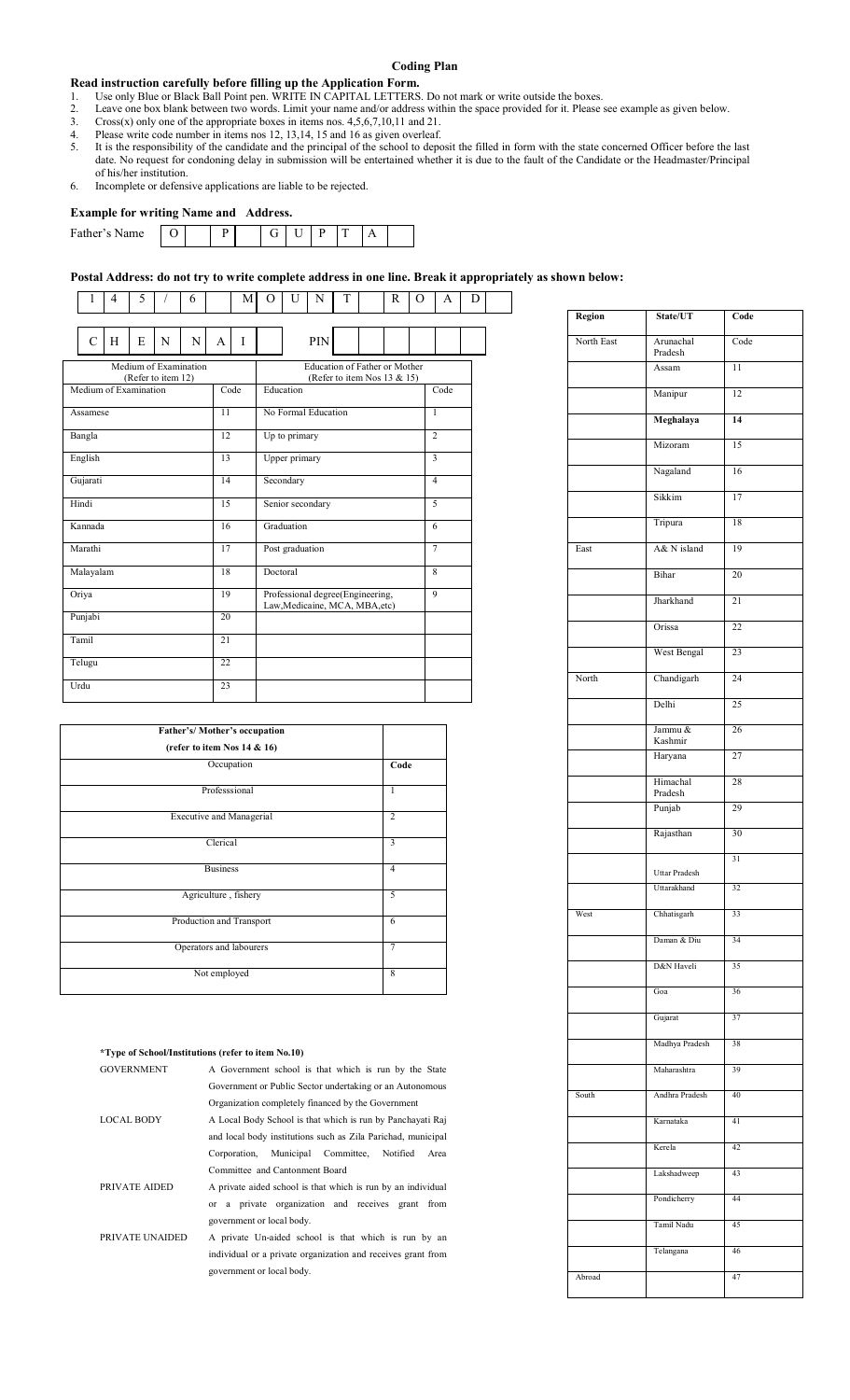## Coding Plan

**Read instruction carefully before filling up the Application Form.**

1. Use only Blue or Black Ball Point pen. WRITE IN CAPITAL LETTERS. Do not mark or write outside the boxes.
2. Leave one box blank between two words. Limit your name and/or address within the space provided for it. Please see example as given below.
3. Cross(x) only one of the appropriate boxes in items nos. 4,5,6,7,10,11 and 21.
4. Please write code number in items nos 12, 13,14, 15 and 16 as given overleaf.
5. It is the responsibility of the candidate and the principal of the school to deposit the filled in form with the state concerned Officer before the last date. No request for condoning delay in submission will be entertained whether it is due to the fault of the Candidate or the Headmaster/Principal of his/her institution.
6. Incomplete or defensive applications are liable to be rejected.

**Example for writing Name and Address.**

| Father's Name | O | | P | | G | U | P | T | A | |
|---|---|---|---|---|---|---|---|---|---|---|

**Postal Address: do not try to write complete address in one line. Break it appropriately as shown below:**

| 1 | 4 | 5 | / | 6 | | M | O | U | N | T | | R | O | A | D | |
|---|---|---|---|---|---|---|---|---|---|---|---|---|---|---|---|---|
| C | H | E | N | N | A | I | | | PIN | | | | | | | |

| Medium of Examination (Refer to item 12) | | Education of Father or Mother (Refer to item Nos 13 & 15) | |
|---|---|---|---|
| Medium of Examination | Code | Education | Code |
| Assamese | 11 | No Formal Education | 1 |
| Bangla | 12 | Up to primary | 2 |
| English | 13 | Upper primary | 3 |
| Gujarati | 14 | Secondary | 4 |
| Hindi | 15 | Senior secondary | 5 |
| Kannada | 16 | Graduation | 6 |
| Marathi | 17 | Post graduation | 7 |
| Malayalam | 18 | Doctoral | 8 |
| Oriya | 19 | Professional degree(Engineering, Law,Medicaine, MCA, MBA,etc) | 9 |
| Punjabi | 20 | | |
| Tamil | 21 | | |
| Telugu | 22 | | |
| Urdu | 23 | | |

| Father's/ Mother's occupation (refer to item Nos 14 & 16) | |
|---|---|
| Occupation | Code |
| Professsional | 1 |
| Executive and Managerial | 2 |
| Clerical | 3 |
| Business | 4 |
| Agriculture , fishery | 5 |
| Production and Transport | 6 |
| Operators and labourers | 7 |
| Not employed | 8 |

**\*Type of School/Institutions (refer to item No.10)**

| | |
|---|---|
| GOVERNMENT | A Government school is that which is run by the State Government or Public Sector undertaking or an Autonomous Organization completely financed by the Government |
| LOCAL BODY | A Local Body School is that which is run by Panchayati Raj and local body institutions such as Zila Parichad, municipal Corporation, Municipal Committee, Notified Area Committee and Cantonment Board |
| PRIVATE AIDED | A private aided school is that which is run by an individual or a private organization and receives grant from government or local body. |
| PRIVATE UNAIDED | A private Un-aided school is that which is run by an individual or a private organization and receives grant from government or local body. |

| Region | State/UT | Code |
|---|---|---|
| North East | Arunachal Pradesh | Code |
| | Assam | 11 |
| | Manipur | 12 |
| | **Meghalaya** | **14** |
| | Mizoram | 15 |
| | Nagaland | 16 |
| | Sikkim | 17 |
| | Tripura | 18 |
| East | A& N island | 19 |
| | Bihar | 20 |
| | Jharkhand | 21 |
| | Orissa | 22 |
| | West Bengal | 23 |
| North | Chandigarh | 24 |
| | Delhi | 25 |
| | Jammu & Kashmir | 26 |
| | Haryana | 27 |
| | Himachal Pradesh | 28 |
| | Punjab | 29 |
| | Rajasthan | 30 |
| | Uttar Pradesh | 31 |
| | Uttarakhand | 32 |
| West | Chhatisgarh | 33 |
| | Daman & Diu | 34 |
| | D&N Haveli | 35 |
| | Goa | 36 |
| | Gujarat | 37 |
| | Madhya Pradesh | 38 |
| | Maharashtra | 39 |
| South | Andhra Pradesh | 40 |
| | Karnataka | 41 |
| | Kerela | 42 |
| | Lakshadweep | 43 |
| | Pondicherry | 44 |
| | Tamil Nadu | 45 |
| | Telangana | 46 |
| Abroad | | 47 |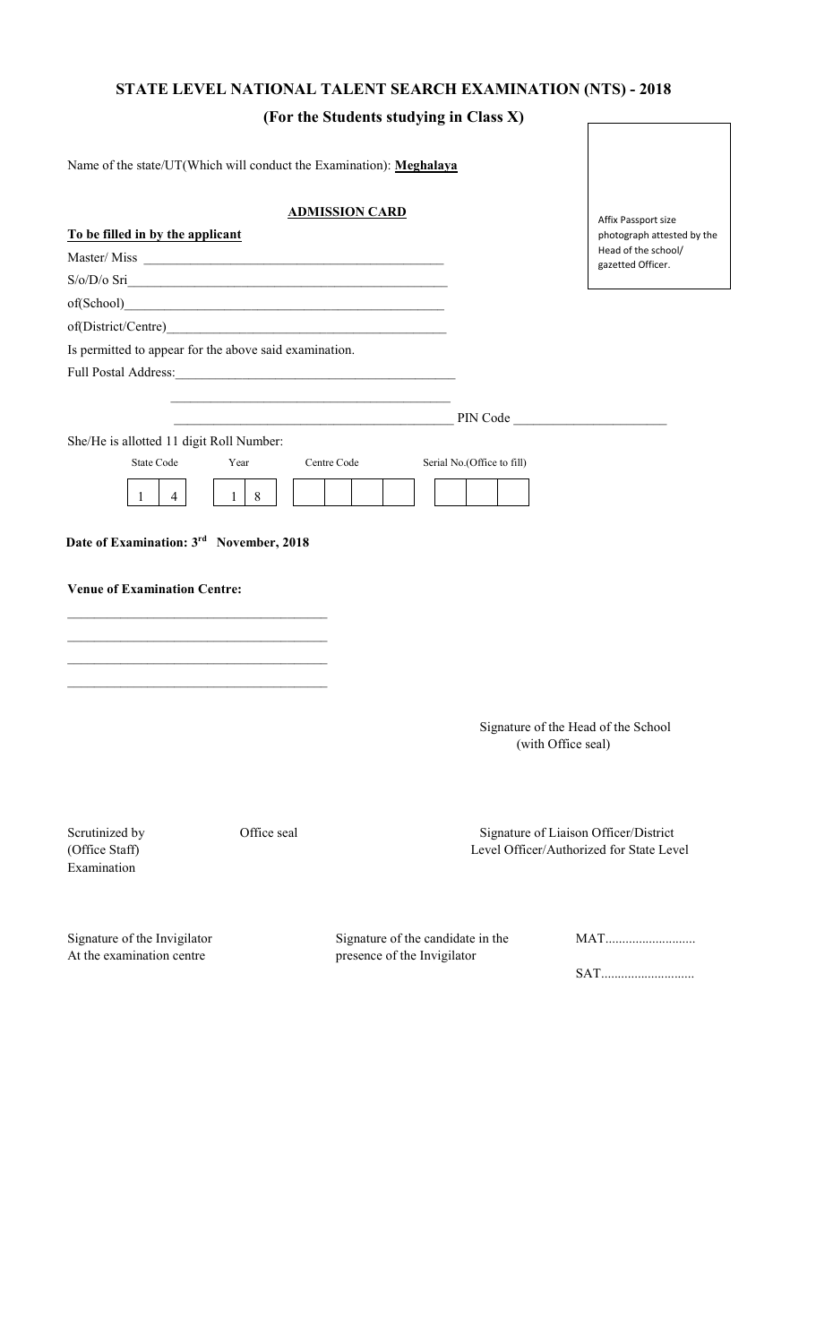# STATE LEVEL NATIONAL TALENT SEARCH EXAMINATION (NTS) - 2018

## (For the Students studying in Class X)

Affix Passport size photograph attested by the Head of the school/ gazetted Officer.

Name of the state/UT(Which will conduct the Examination): **Meghalaya**

**ADMISSION CARD**

**To be filled in by the applicant**

Master/ Miss ___________________________________________

S/o/D/o Sri____________________________________________

of(School)_____________________________________________

of(District/Centre)_______________________________________

Is permitted to appear for the above said examination.

Full Postal Address:_______________________________________

________________________________________

________________________________________ PIN Code ______________________

She/He is allotted 11 digit Roll Number:

| State Code | | Year | | Centre Code | | | | Serial No.(Office to fill) | | |
|---|---|---|---|---|---|---|---|---|---|---|
| 1 | 4 | 1 | 8 | | | | | | | |

**Date of Examination: 3rd November, 2018**

**Venue of Examination Centre:**

_____________________________________

_____________________________________

_____________________________________

_____________________________________

Signature of the Head of the School
(with Office seal)

Scrutinized by (Office Staff)

Office seal

Signature of Liaison Officer/District Level Officer/Authorized for State Level Examination

Signature of the Invigilator At the examination centre

Signature of the candidate in the presence of the Invigilator

MAT...........................

SAT............................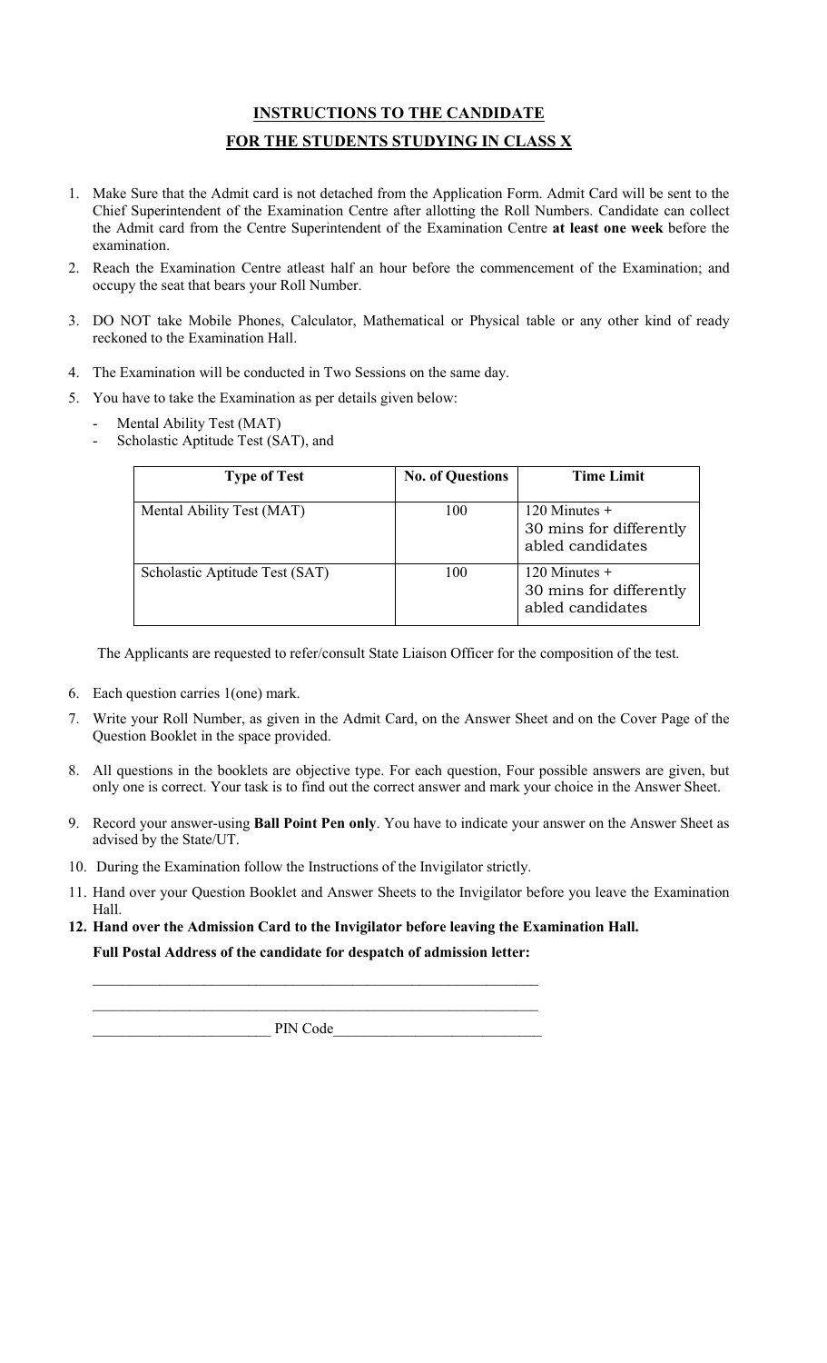## INSTRUCTIONS TO THE CANDIDATE

## FOR THE STUDENTS STUDYING IN CLASS X

1. Make Sure that the Admit card is not detached from the Application Form. Admit Card will be sent to the Chief Superintendent of the Examination Centre after allotting the Roll Numbers. Candidate can collect the Admit card from the Centre Superintendent of the Examination Centre **at least one week** before the examination.
2. Reach the Examination Centre atleast half an hour before the commencement of the Examination; and occupy the seat that bears your Roll Number.
3. DO NOT take Mobile Phones, Calculator, Mathematical or Physical table or any other kind of ready reckoned to the Examination Hall.
4. The Examination will be conducted in Two Sessions on the same day.
5. You have to take the Examination as per details given below:
   - Mental Ability Test (MAT)
   - Scholastic Aptitude Test (SAT), and

| Type of Test | No. of Questions | Time Limit |
|---|---|---|
| Mental Ability Test (MAT) | 100 | 120 Minutes + 30 mins for differently abled candidates |
| Scholastic Aptitude Test (SAT) | 100 | 120 Minutes + 30 mins for differently abled candidates |

The Applicants are requested to refer/consult State Liaison Officer for the composition of the test.

6. Each question carries 1(one) mark.
7. Write your Roll Number, as given in the Admit Card, on the Answer Sheet and on the Cover Page of the Question Booklet in the space provided.
8. All questions in the booklets are objective type. For each question, Four possible answers are given, but only one is correct. Your task is to find out the correct answer and mark your choice in the Answer Sheet.
9. Record your answer-using **Ball Point Pen only**. You have to indicate your answer on the Answer Sheet as advised by the State/UT.
10. During the Examination follow the Instructions of the Invigilator strictly.
11. Hand over your Question Booklet and Answer Sheets to the Invigilator before you leave the Examination Hall.
12. **Hand over the Admission Card to the Invigilator before leaving the Examination Hall.**

**Full Postal Address of the candidate for despatch of admission letter:**

\_\_\_\_\_\_\_\_\_\_\_\_\_\_\_\_\_\_\_\_\_\_\_\_\_\_\_\_\_\_\_\_\_\_\_\_\_\_\_\_\_\_\_\_\_\_\_\_\_\_\_\_\_\_\_\_

\_\_\_\_\_\_\_\_\_\_\_\_\_\_\_\_\_\_\_\_\_\_\_\_\_\_\_\_\_\_\_\_\_\_\_\_\_\_\_\_\_\_\_\_\_\_\_\_\_\_\_\_\_\_\_\_

\_\_\_\_\_\_\_\_\_\_\_\_\_\_\_\_\_\_\_\_\_\_\_\_ PIN Code\_\_\_\_\_\_\_\_\_\_\_\_\_\_\_\_\_\_\_\_\_\_\_\_\_\_\_\_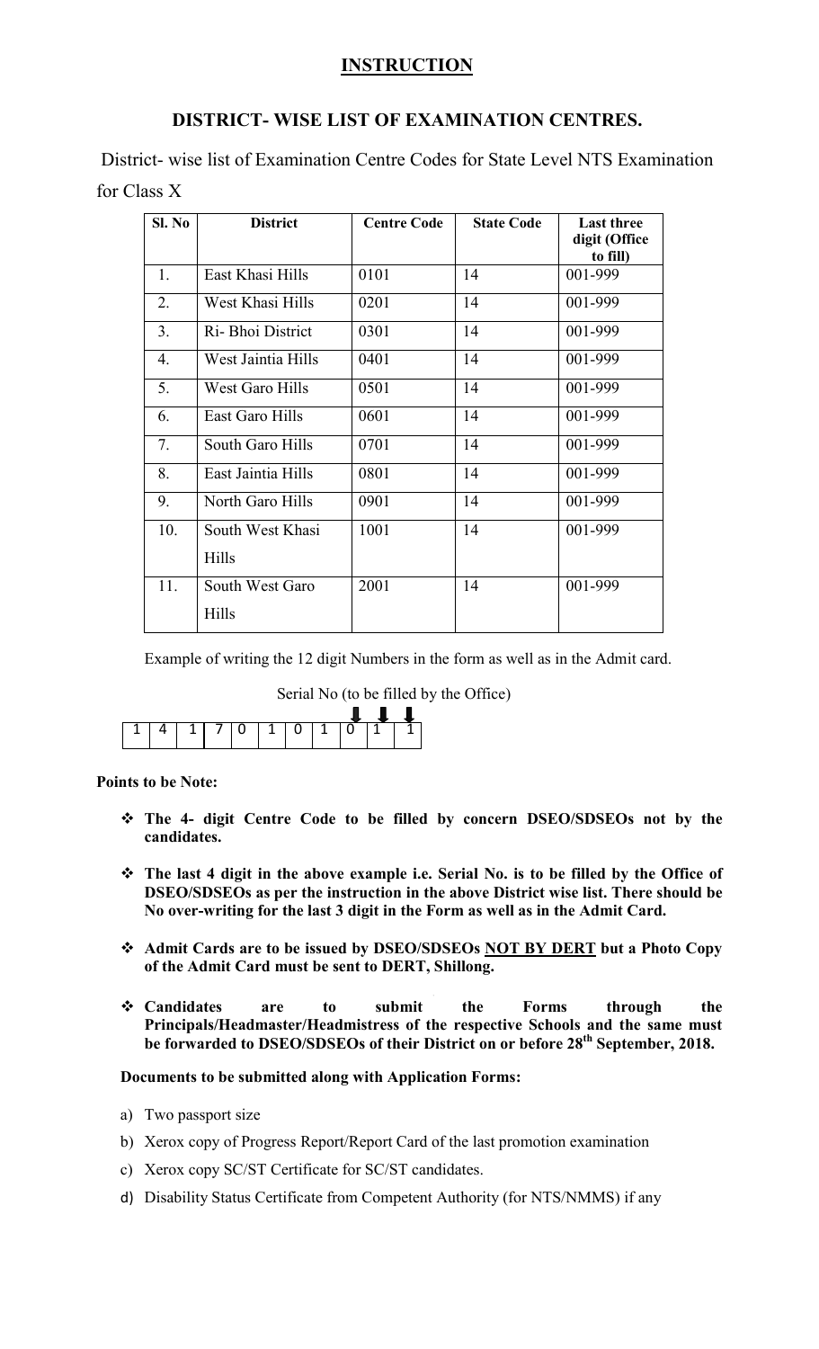# INSTRUCTION

## DISTRICT- WISE LIST OF EXAMINATION CENTRES.

District- wise list of Examination Centre Codes for State Level NTS Examination for Class X

| Sl. No | District | Centre Code | State Code | Last three digit (Office to fill) |
|---|---|---|---|---|
| 1. | East Khasi Hills | 0101 | 14 | 001-999 |
| 2. | West Khasi Hills | 0201 | 14 | 001-999 |
| 3. | Ri- Bhoi District | 0301 | 14 | 001-999 |
| 4. | West Jaintia Hills | 0401 | 14 | 001-999 |
| 5. | West Garo Hills | 0501 | 14 | 001-999 |
| 6. | East Garo Hills | 0601 | 14 | 001-999 |
| 7. | South Garo Hills | 0701 | 14 | 001-999 |
| 8. | East Jaintia Hills | 0801 | 14 | 001-999 |
| 9. | North Garo Hills | 0901 | 14 | 001-999 |
| 10. | South West Khasi Hills | 1001 | 14 | 001-999 |
| 11. | South West Garo Hills | 2001 | 14 | 001-999 |

Example of writing the 12 digit Numbers in the form as well as in the Admit card.

Serial No (to be filled by the Office)

| | | | | | | | | | |
|---|---|---|---|---|---|---|---|---|---|
| 1 | 4 | 1 | 7 | 0 | 1 | 0 | 1 | 0 | 1 | 1 |

**Points to be Note:**

- **The 4- digit Centre Code to be filled by concern DSEO/SDSEOs not by the candidates.**
- **The last 4 digit in the above example i.e. Serial No. is to be filled by the Office of DSEO/SDSEOs as per the instruction in the above District wise list. There should be No over-writing for the last 3 digit in the Form as well as in the Admit Card.**
- **Admit Cards are to be issued by DSEO/SDSEOs NOT BY DERT but a Photo Copy of the Admit Card must be sent to DERT, Shillong.**
- **Candidates are to submit the Forms through the Principals/Headmaster/Headmistress of the respective Schools and the same must be forwarded to DSEO/SDSEOs of their District on or before 28th September, 2018.**

**Documents to be submitted along with Application Forms:**

a) Two passport size
b) Xerox copy of Progress Report/Report Card of the last promotion examination
c) Xerox copy SC/ST Certificate for SC/ST candidates.
d) Disability Status Certificate from Competent Authority (for NTS/NMMS) if any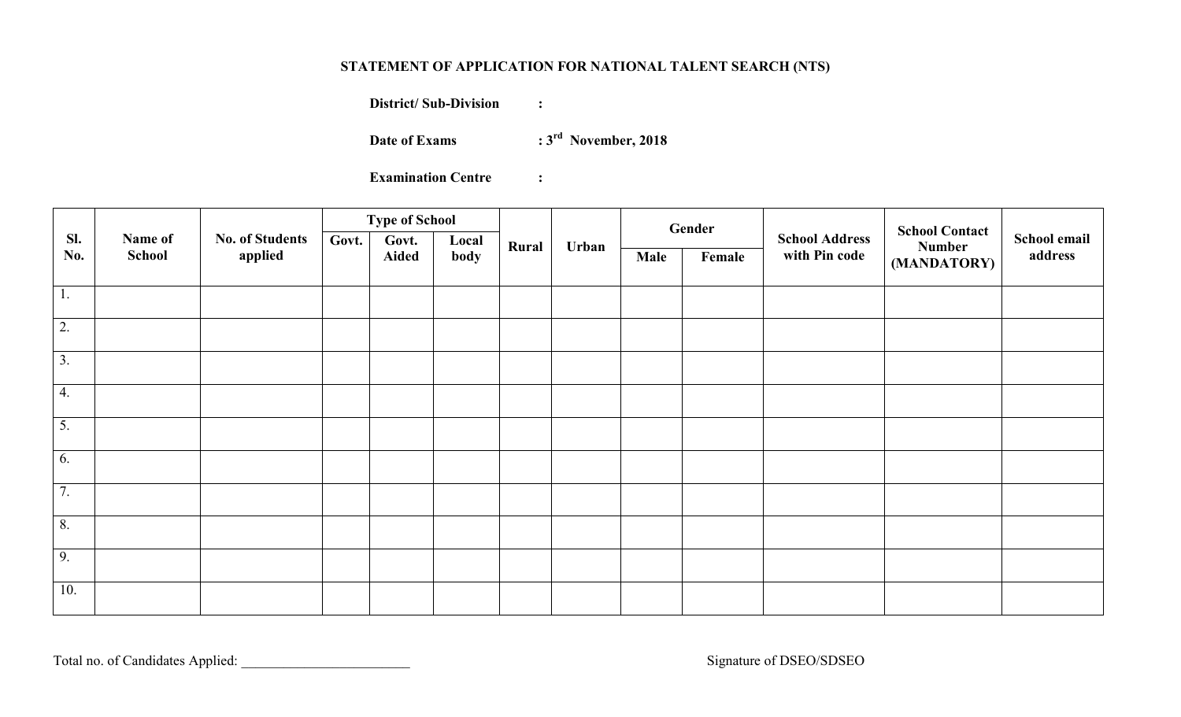**STATEMENT OF APPLICATION FOR NATIONAL TALENT SEARCH (NTS)**

**District/ Sub-Division :**

**Date of Exams : 3rd November, 2018**

**Examination Centre :**

| Sl. No. | Name of School | No. of Students applied | Type of School | | | Rural | Urban | Gender | | School Address with Pin code | School Contact Number (MANDATORY) | School email address |
|---|---|---|---|---|---|---|---|---|---|---|---|---|
| | | | Govt. | Govt. Aided | Local body | | | Male | Female | | | |
| 1. | | | | | | | | | | | | |
| 2. | | | | | | | | | | | | |
| 3. | | | | | | | | | | | | |
| 4. | | | | | | | | | | | | |
| 5. | | | | | | | | | | | | |
| 6. | | | | | | | | | | | | |
| 7. | | | | | | | | | | | | |
| 8. | | | | | | | | | | | | |
| 9. | | | | | | | | | | | | |
| 10. | | | | | | | | | | | | |

Total no. of Candidates Applied: ________________________

Signature of DSEO/SDSEO